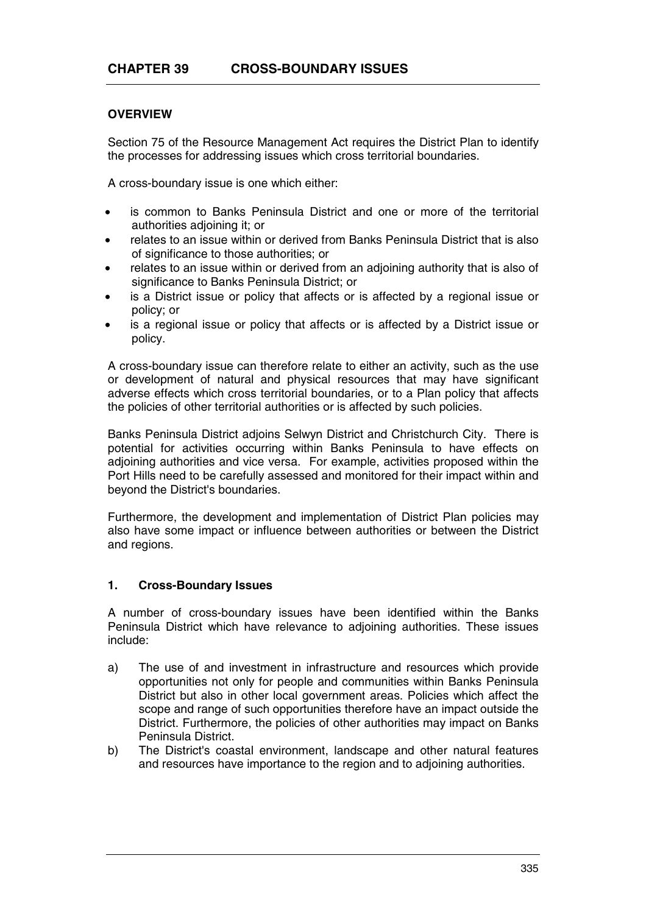# CHAPTER 39 CROSS-BOUNDARY ISSUES

## OVERVIEW

Section 75 of the Resource Management Act requires the District Plan to identify the processes for addressing issues which cross territorial boundaries.

A cross-boundary issue is one which either:

- is common to Banks Peninsula District and one or more of the territorial authorities adjoining it; or
- relates to an issue within or derived from Banks Peninsula District that is also of significance to those authorities; or
- relates to an issue within or derived from an adjoining authority that is also of significance to Banks Peninsula District; or
- is a District issue or policy that affects or is affected by a regional issue or policy; or
- is a regional issue or policy that affects or is affected by a District issue or policy.

A cross-boundary issue can therefore relate to either an activity, such as the use or development of natural and physical resources that may have significant adverse effects which cross territorial boundaries, or to a Plan policy that affects the policies of other territorial authorities or is affected by such policies.

Banks Peninsula District adjoins Selwyn District and Christchurch City. There is potential for activities occurring within Banks Peninsula to have effects on adjoining authorities and vice versa. For example, activities proposed within the Port Hills need to be carefully assessed and monitored for their impact within and beyond the District's boundaries.

Furthermore, the development and implementation of District Plan policies may also have some impact or influence between authorities or between the District and regions.

### 1. Cross-Boundary Issues

A number of cross-boundary issues have been identified within the Banks Peninsula District which have relevance to adjoining authorities. These issues include:

a) The use of and investment in infrastructure and resources which provide opportunities not only for people and communities within Banks Peninsula District but also in other local government areas. Policies which affect the scope and range of such opportunities therefore have an impact outside the District. Furthermore, the policies of other authorities may impact on Banks Peninsula District.

b) The District's coastal environment, landscape and other natural features and resources have importance to the region and to adjoining authorities.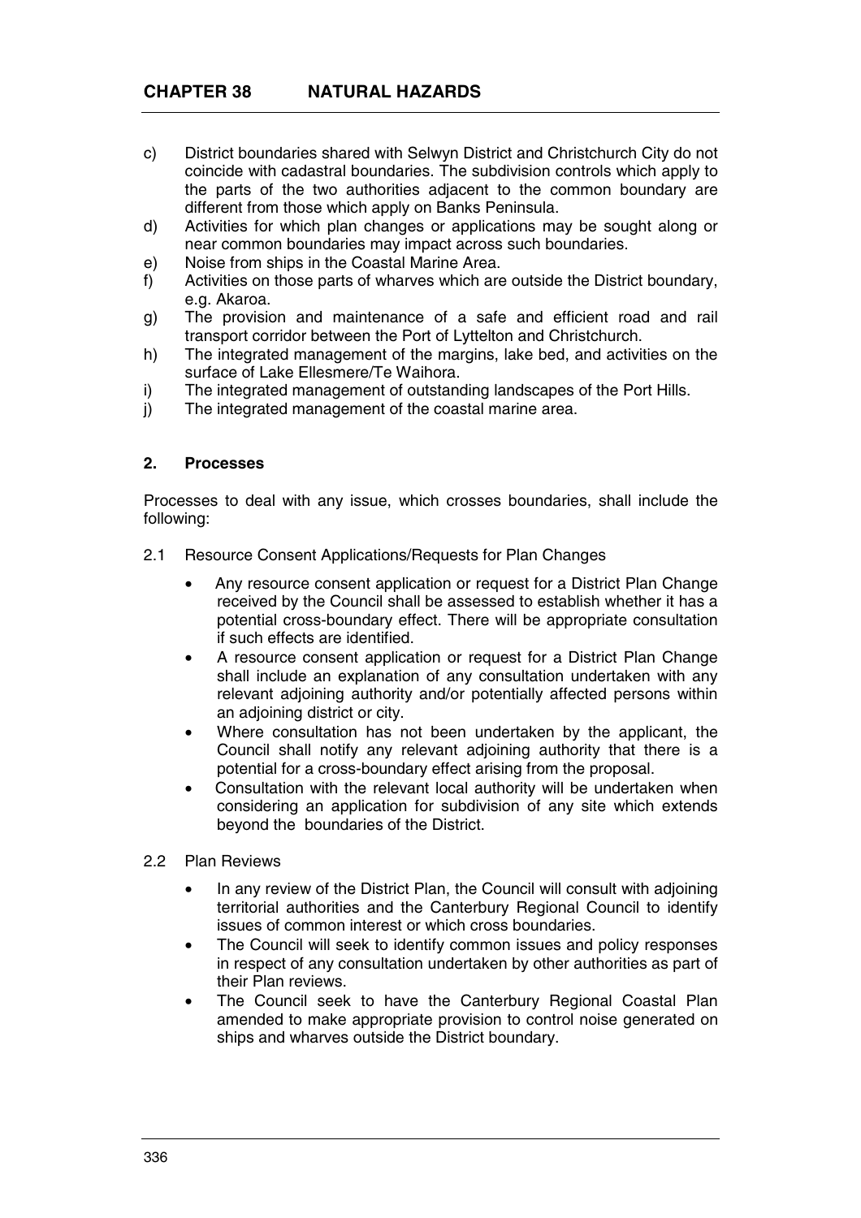c) District boundaries shared with Selwyn District and Christchurch City do not coincide with cadastral boundaries. The subdivision controls which apply to the parts of the two authorities adjacent to the common boundary are different from those which apply on Banks Peninsula.
d) Activities for which plan changes or applications may be sought along or near common boundaries may impact across such boundaries.
e) Noise from ships in the Coastal Marine Area.
f) Activities on those parts of wharves which are outside the District boundary, e.g. Akaroa.
g) The provision and maintenance of a safe and efficient road and rail transport corridor between the Port of Lyttelton and Christchurch.
h) The integrated management of the margins, lake bed, and activities on the surface of Lake Ellesmere/Te Waihora.
i) The integrated management of outstanding landscapes of the Port Hills.
j) The integrated management of the coastal marine area.

### 2. Processes

Processes to deal with any issue, which crosses boundaries, shall include the following:

2.1 Resource Consent Applications/Requests for Plan Changes

- Any resource consent application or request for a District Plan Change received by the Council shall be assessed to establish whether it has a potential cross-boundary effect. There will be appropriate consultation if such effects are identified.
- A resource consent application or request for a District Plan Change shall include an explanation of any consultation undertaken with any relevant adjoining authority and/or potentially affected persons within an adjoining district or city.
- Where consultation has not been undertaken by the applicant, the Council shall notify any relevant adjoining authority that there is a potential for a cross-boundary effect arising from the proposal.
- Consultation with the relevant local authority will be undertaken when considering an application for subdivision of any site which extends beyond the boundaries of the District.

2.2 Plan Reviews

- In any review of the District Plan, the Council will consult with adjoining territorial authorities and the Canterbury Regional Council to identify issues of common interest or which cross boundaries.
- The Council will seek to identify common issues and policy responses in respect of any consultation undertaken by other authorities as part of their Plan reviews.
- The Council seek to have the Canterbury Regional Coastal Plan amended to make appropriate provision to control noise generated on ships and wharves outside the District boundary.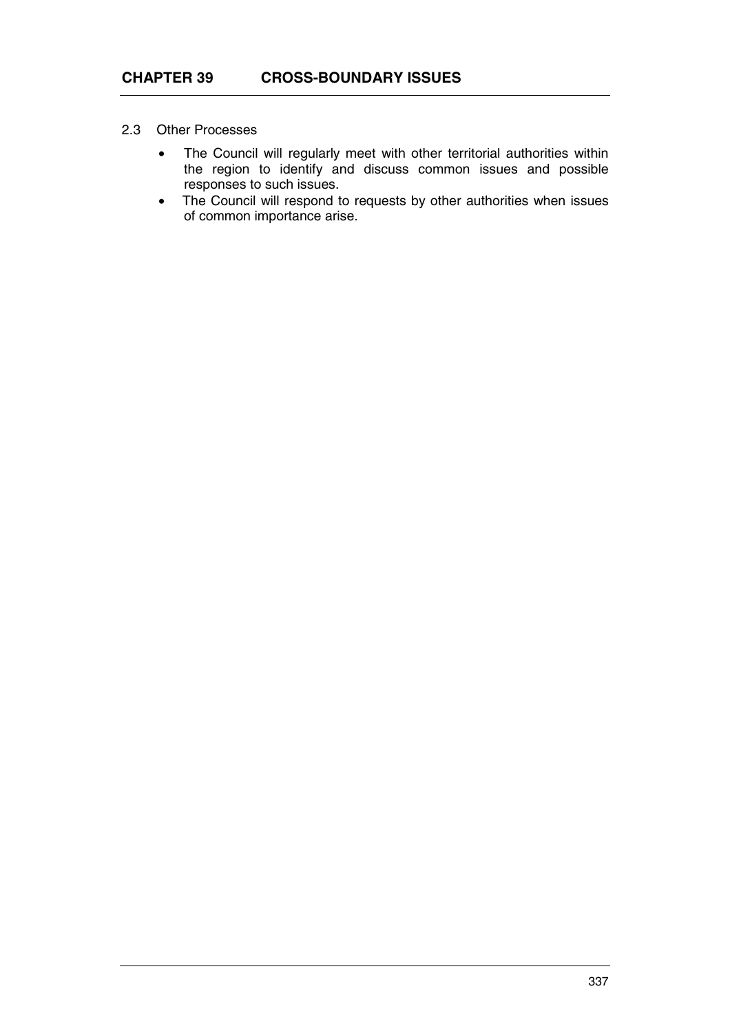2.3 Other Processes

- The Council will regularly meet with other territorial authorities within the region to identify and discuss common issues and possible responses to such issues.
- The Council will respond to requests by other authorities when issues of common importance arise.